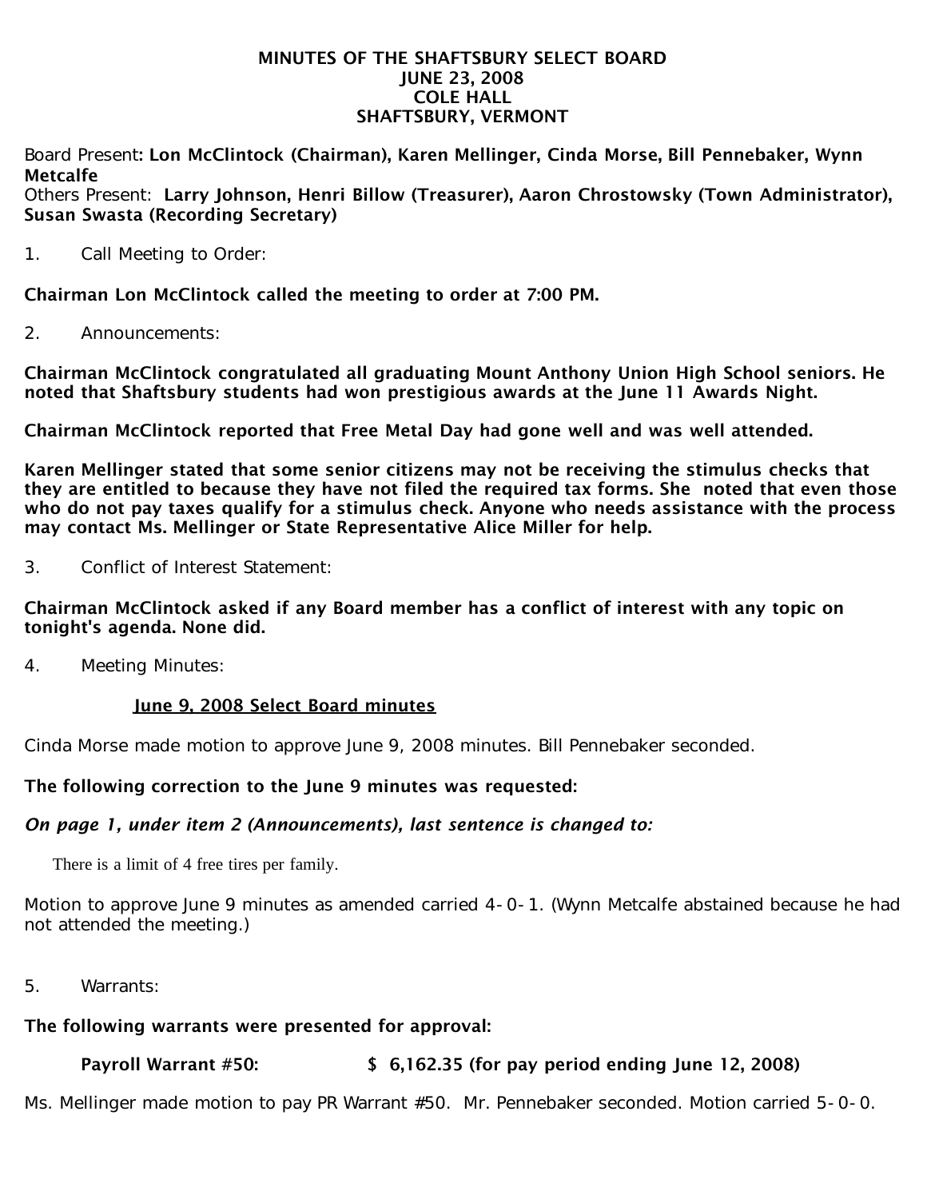# MINUTES OF THE SHAFTSBURY SELECT BOARD
## JUNE 23, 2008
## COLE HALL
## SHAFTSBURY, VERMONT

Board Present: **Lon McClintock (Chairman), Karen Mellinger, Cinda Morse, Bill Pennebaker, Wynn Metcalfe**
Others Present: **Larry Johnson, Henri Billow (Treasurer), Aaron Chrostowsky (Town Administrator), Susan Swasta (Recording Secretary)**

1. Call Meeting to Order:

**Chairman Lon McClintock called the meeting to order at 7:00 PM.**

2. Announcements:

**Chairman McClintock congratulated all graduating Mount Anthony Union High School seniors. He noted that Shaftsbury students had won prestigious awards at the June 11 Awards Night.**

**Chairman McClintock reported that Free Metal Day had gone well and was well attended.**

**Karen Mellinger stated that some senior citizens may not be receiving the stimulus checks that they are entitled to because they have not filed the required tax forms. She noted that even those who do not pay taxes qualify for a stimulus check. Anyone who needs assistance with the process may contact Ms. Mellinger or State Representative Alice Miller for help.**

3. Conflict of Interest Statement:

**Chairman McClintock asked if any Board member has a conflict of interest with any topic on tonight's agenda. None did.**

4. Meeting Minutes:

**June 9, 2008 Select Board minutes**

Cinda Morse made motion to approve June 9, 2008 minutes. Bill Pennebaker seconded.

**The following correction to the June 9 minutes was requested:**

***On page 1, under item 2 (Announcements), last sentence is changed to:***

There is a limit of 4 free tires per family.

Motion to approve June 9 minutes as amended carried 4-0-1. (Wynn Metcalfe abstained because he had not attended the meeting.)

5. Warrants:

**The following warrants were presented for approval:**

**Payroll Warrant #50: $ 6,162.35 (for pay period ending June 12, 2008)**

Ms. Mellinger made motion to pay PR Warrant #50. Mr. Pennebaker seconded. Motion carried 5-0-0.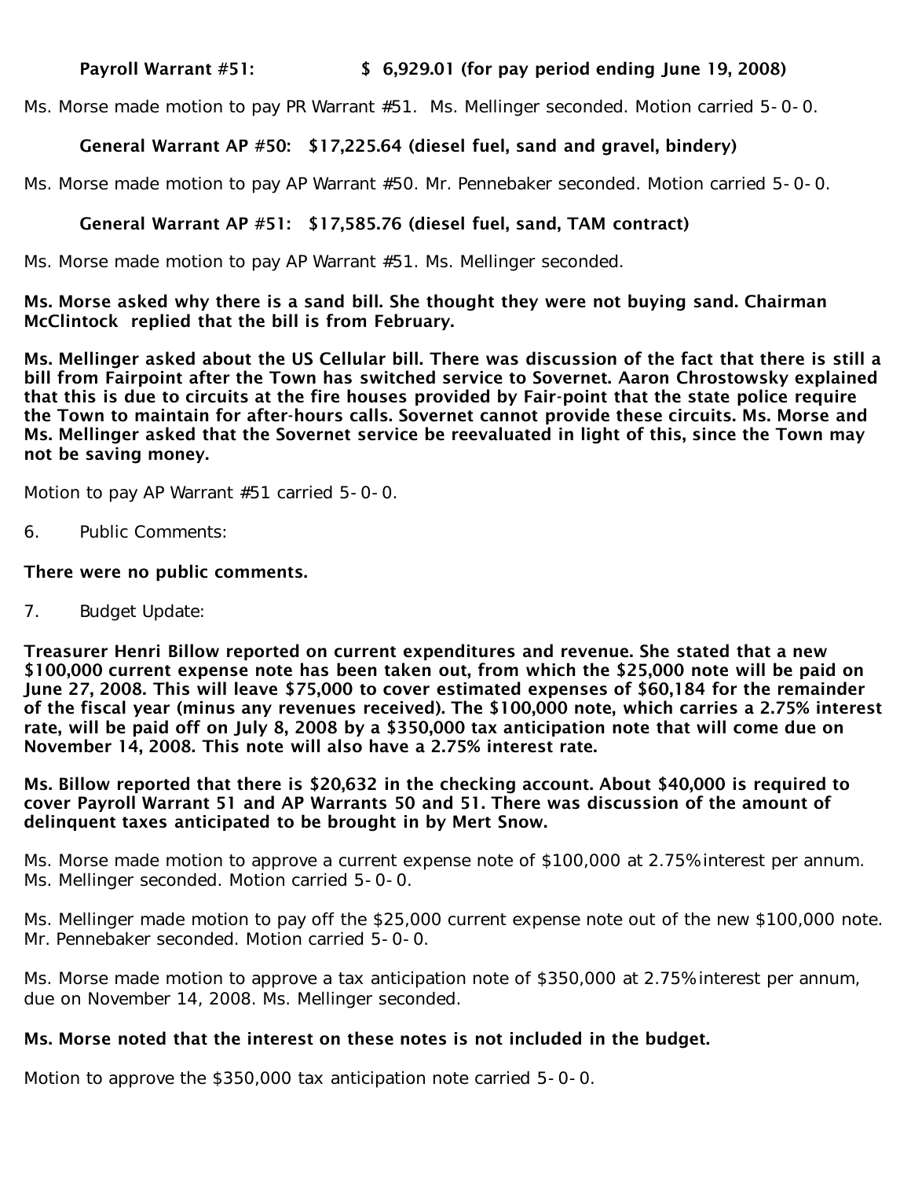**Payroll Warrant #51: $ 6,929.01 (for pay period ending June 19, 2008)**

Ms. Morse made motion to pay PR Warrant #51. Ms. Mellinger seconded. Motion carried 5-0-0.

**General Warrant AP #50: $17,225.64 (diesel fuel, sand and gravel, bindery)**

Ms. Morse made motion to pay AP Warrant #50. Mr. Pennebaker seconded. Motion carried 5-0-0.

**General Warrant AP #51: $17,585.76 (diesel fuel, sand, TAM contract)**

Ms. Morse made motion to pay AP Warrant #51. Ms. Mellinger seconded.

**Ms. Morse asked why there is a sand bill. She thought they were not buying sand. Chairman McClintock replied that the bill is from February.**

**Ms. Mellinger asked about the US Cellular bill. There was discussion of the fact that there is still a bill from Fairpoint after the Town has switched service to Sovernet. Aaron Chrostowsky explained that this is due to circuits at the fire houses provided by Fair-point that the state police require the Town to maintain for after-hours calls. Sovernet cannot provide these circuits. Ms. Morse and Ms. Mellinger asked that the Sovernet service be reevaluated in light of this, since the Town may not be saving money.**

Motion to pay AP Warrant #51 carried 5-0-0.

6. Public Comments:

**There were no public comments.**

7. Budget Update:

**Treasurer Henri Billow reported on current expenditures and revenue. She stated that a new $100,000 current expense note has been taken out, from which the $25,000 note will be paid on June 27, 2008. This will leave $75,000 to cover estimated expenses of $60,184 for the remainder of the fiscal year (minus any revenues received). The $100,000 note, which carries a 2.75% interest rate, will be paid off on July 8, 2008 by a $350,000 tax anticipation note that will come due on November 14, 2008. This note will also have a 2.75% interest rate.**

**Ms. Billow reported that there is $20,632 in the checking account. About $40,000 is required to cover Payroll Warrant 51 and AP Warrants 50 and 51. There was discussion of the amount of delinquent taxes anticipated to be brought in by Mert Snow.**

Ms. Morse made motion to approve a current expense note of $100,000 at 2.75% interest per annum. Ms. Mellinger seconded. Motion carried 5-0-0.

Ms. Mellinger made motion to pay off the $25,000 current expense note out of the new $100,000 note. Mr. Pennebaker seconded. Motion carried 5-0-0.

Ms. Morse made motion to approve a tax anticipation note of $350,000 at 2.75% interest per annum, due on November 14, 2008. Ms. Mellinger seconded.

**Ms. Morse noted that the interest on these notes is not included in the budget.**

Motion to approve the $350,000 tax anticipation note carried 5-0-0.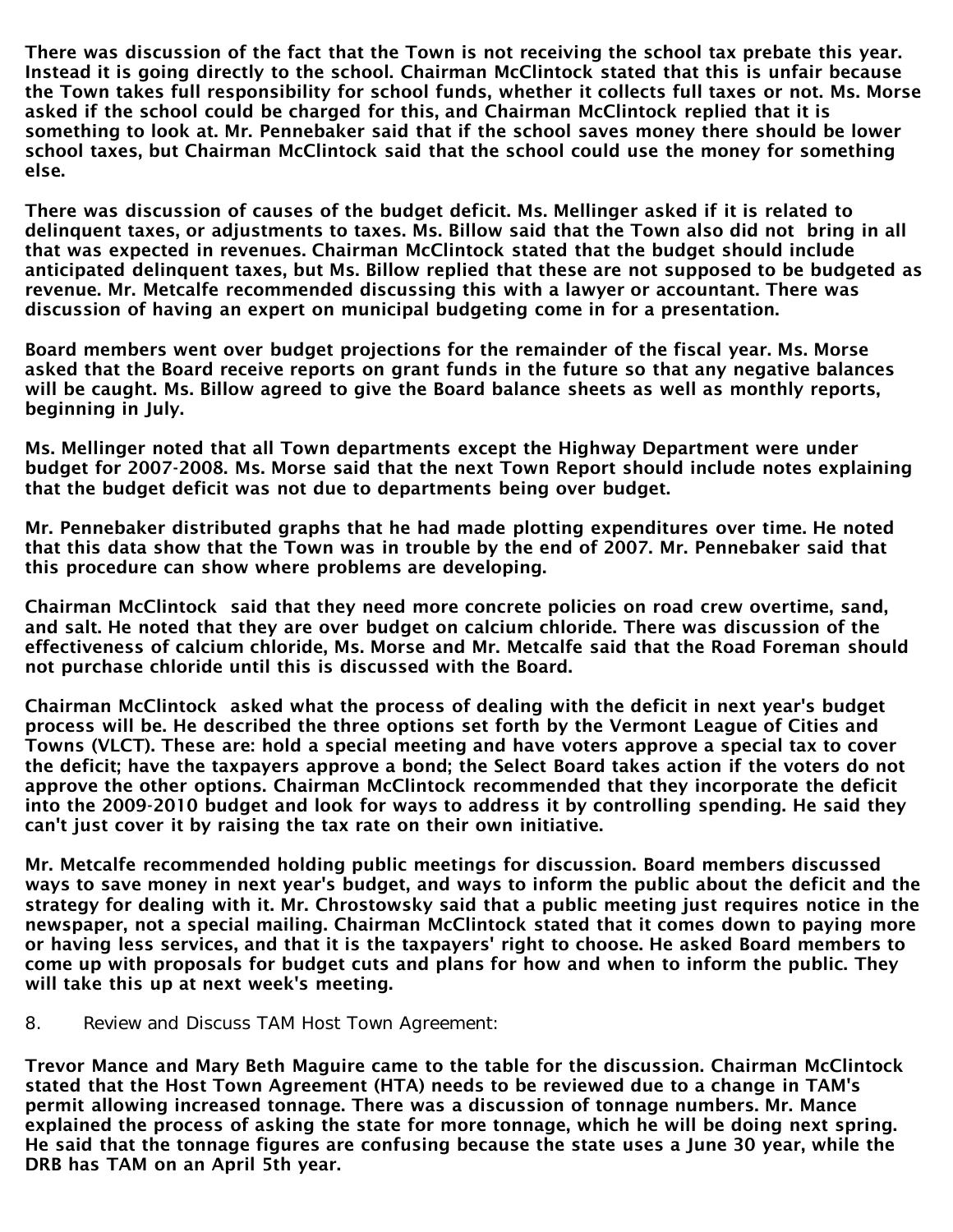**There was discussion of the fact that the Town is not receiving the school tax prebate this year. Instead it is going directly to the school. Chairman McClintock stated that this is unfair because the Town takes full responsibility for school funds, whether it collects full taxes or not. Ms. Morse asked if the school could be charged for this, and Chairman McClintock replied that it is something to look at. Mr. Pennebaker said that if the school saves money there should be lower school taxes, but Chairman McClintock said that the school could use the money for something else.**

**There was discussion of causes of the budget deficit. Ms. Mellinger asked if it is related to delinquent taxes, or adjustments to taxes. Ms. Billow said that the Town also did not bring in all that was expected in revenues. Chairman McClintock stated that the budget should include anticipated delinquent taxes, but Ms. Billow replied that these are not supposed to be budgeted as revenue. Mr. Metcalfe recommended discussing this with a lawyer or accountant. There was discussion of having an expert on municipal budgeting come in for a presentation.**

**Board members went over budget projections for the remainder of the fiscal year. Ms. Morse asked that the Board receive reports on grant funds in the future so that any negative balances will be caught. Ms. Billow agreed to give the Board balance sheets as well as monthly reports, beginning in July.**

**Ms. Mellinger noted that all Town departments except the Highway Department were under budget for 2007-2008. Ms. Morse said that the next Town Report should include notes explaining that the budget deficit was not due to departments being over budget.**

**Mr. Pennebaker distributed graphs that he had made plotting expenditures over time. He noted that this data show that the Town was in trouble by the end of 2007. Mr. Pennebaker said that this procedure can show where problems are developing.**

**Chairman McClintock said that they need more concrete policies on road crew overtime, sand, and salt. He noted that they are over budget on calcium chloride. There was discussion of the effectiveness of calcium chloride, Ms. Morse and Mr. Metcalfe said that the Road Foreman should not purchase chloride until this is discussed with the Board.**

**Chairman McClintock asked what the process of dealing with the deficit in next year's budget process will be. He described the three options set forth by the Vermont League of Cities and Towns (VLCT). These are: hold a special meeting and have voters approve a special tax to cover the deficit; have the taxpayers approve a bond; the Select Board takes action if the voters do not approve the other options. Chairman McClintock recommended that they incorporate the deficit into the 2009-2010 budget and look for ways to address it by controlling spending. He said they can't just cover it by raising the tax rate on their own initiative.**

**Mr. Metcalfe recommended holding public meetings for discussion. Board members discussed ways to save money in next year's budget, and ways to inform the public about the deficit and the strategy for dealing with it. Mr. Chrostowsky said that a public meeting just requires notice in the newspaper, not a special mailing. Chairman McClintock stated that it comes down to paying more or having less services, and that it is the taxpayers' right to choose. He asked Board members to come up with proposals for budget cuts and plans for how and when to inform the public. They will take this up at next week's meeting.**

8. Review and Discuss TAM Host Town Agreement:

**Trevor Mance and Mary Beth Maguire came to the table for the discussion. Chairman McClintock stated that the Host Town Agreement (HTA) needs to be reviewed due to a change in TAM's permit allowing increased tonnage. There was a discussion of tonnage numbers. Mr. Mance explained the process of asking the state for more tonnage, which he will be doing next spring. He said that the tonnage figures are confusing because the state uses a June 30 year, while the DRB has TAM on an April 5th year.**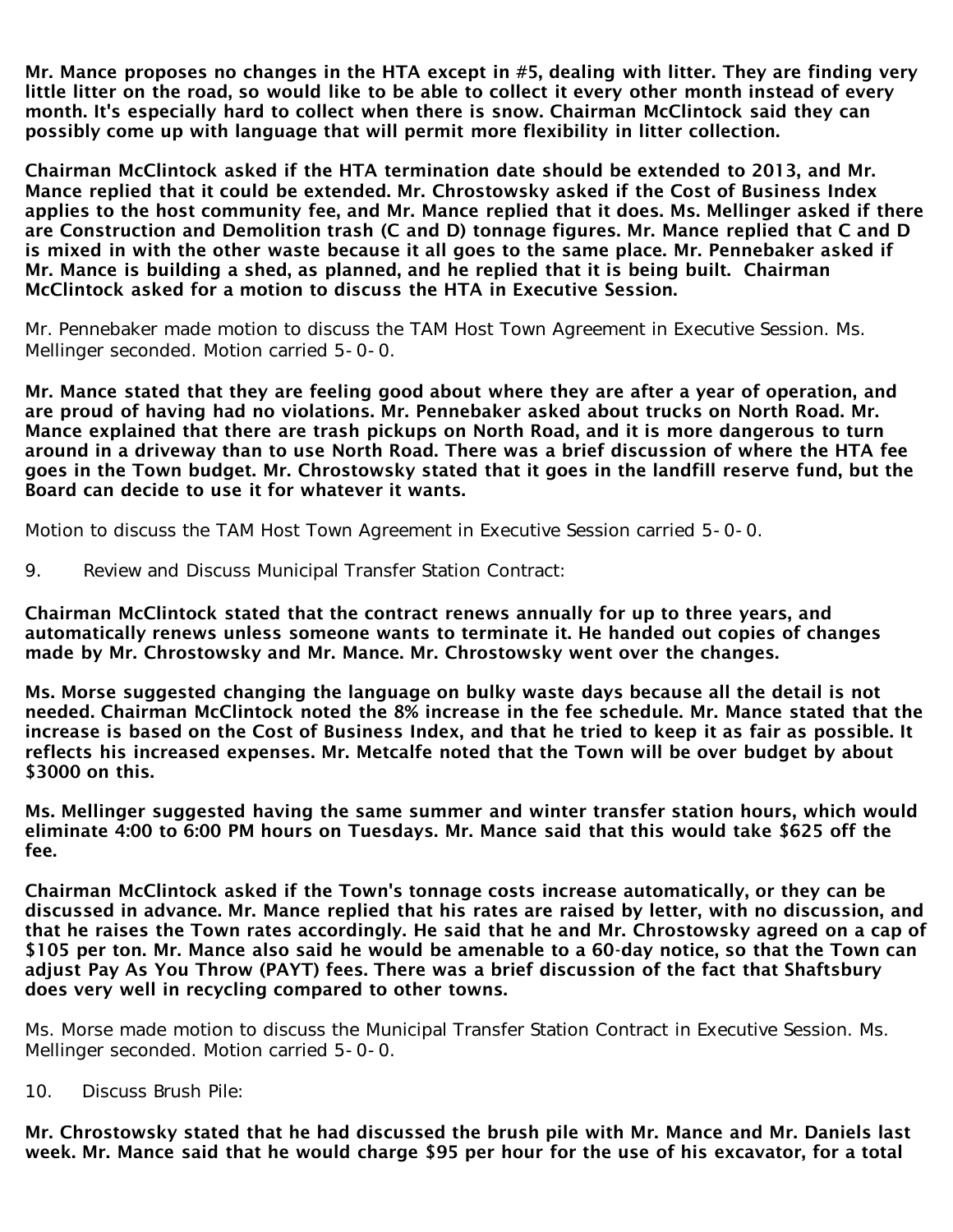**Mr. Mance proposes no changes in the HTA except in #5, dealing with litter. They are finding very little litter on the road, so would like to be able to collect it every other month instead of every month. It's especially hard to collect when there is snow. Chairman McClintock said they can possibly come up with language that will permit more flexibility in litter collection.**

**Chairman McClintock asked if the HTA termination date should be extended to 2013, and Mr. Mance replied that it could be extended. Mr. Chrostowsky asked if the Cost of Business Index applies to the host community fee, and Mr. Mance replied that it does. Ms. Mellinger asked if there are Construction and Demolition trash (C and D) tonnage figures. Mr. Mance replied that C and D is mixed in with the other waste because it all goes to the same place. Mr. Pennebaker asked if Mr. Mance is building a shed, as planned, and he replied that it is being built. Chairman McClintock asked for a motion to discuss the HTA in Executive Session.**

Mr. Pennebaker made motion to discuss the TAM Host Town Agreement in Executive Session. Ms. Mellinger seconded. Motion carried 5-0-0.

**Mr. Mance stated that they are feeling good about where they are after a year of operation, and are proud of having had no violations. Mr. Pennebaker asked about trucks on North Road. Mr. Mance explained that there are trash pickups on North Road, and it is more dangerous to turn around in a driveway than to use North Road. There was a brief discussion of where the HTA fee goes in the Town budget. Mr. Chrostowsky stated that it goes in the landfill reserve fund, but the Board can decide to use it for whatever it wants.**

Motion to discuss the TAM Host Town Agreement in Executive Session carried 5-0-0.

9. Review and Discuss Municipal Transfer Station Contract:

**Chairman McClintock stated that the contract renews annually for up to three years, and automatically renews unless someone wants to terminate it. He handed out copies of changes made by Mr. Chrostowsky and Mr. Mance. Mr. Chrostowsky went over the changes.**

**Ms. Morse suggested changing the language on bulky waste days because all the detail is not needed. Chairman McClintock noted the 8% increase in the fee schedule. Mr. Mance stated that the increase is based on the Cost of Business Index, and that he tried to keep it as fair as possible. It reflects his increased expenses. Mr. Metcalfe noted that the Town will be over budget by about $3000 on this.**

**Ms. Mellinger suggested having the same summer and winter transfer station hours, which would eliminate 4:00 to 6:00 PM hours on Tuesdays. Mr. Mance said that this would take $625 off the fee.**

**Chairman McClintock asked if the Town's tonnage costs increase automatically, or they can be discussed in advance. Mr. Mance replied that his rates are raised by letter, with no discussion, and that he raises the Town rates accordingly. He said that he and Mr. Chrostowsky agreed on a cap of $105 per ton. Mr. Mance also said he would be amenable to a 60-day notice, so that the Town can adjust Pay As You Throw (PAYT) fees. There was a brief discussion of the fact that Shaftsbury does very well in recycling compared to other towns.**

Ms. Morse made motion to discuss the Municipal Transfer Station Contract in Executive Session. Ms. Mellinger seconded. Motion carried 5-0-0.

10. Discuss Brush Pile:

**Mr. Chrostowsky stated that he had discussed the brush pile with Mr. Mance and Mr. Daniels last week. Mr. Mance said that he would charge $95 per hour for the use of his excavator, for a total**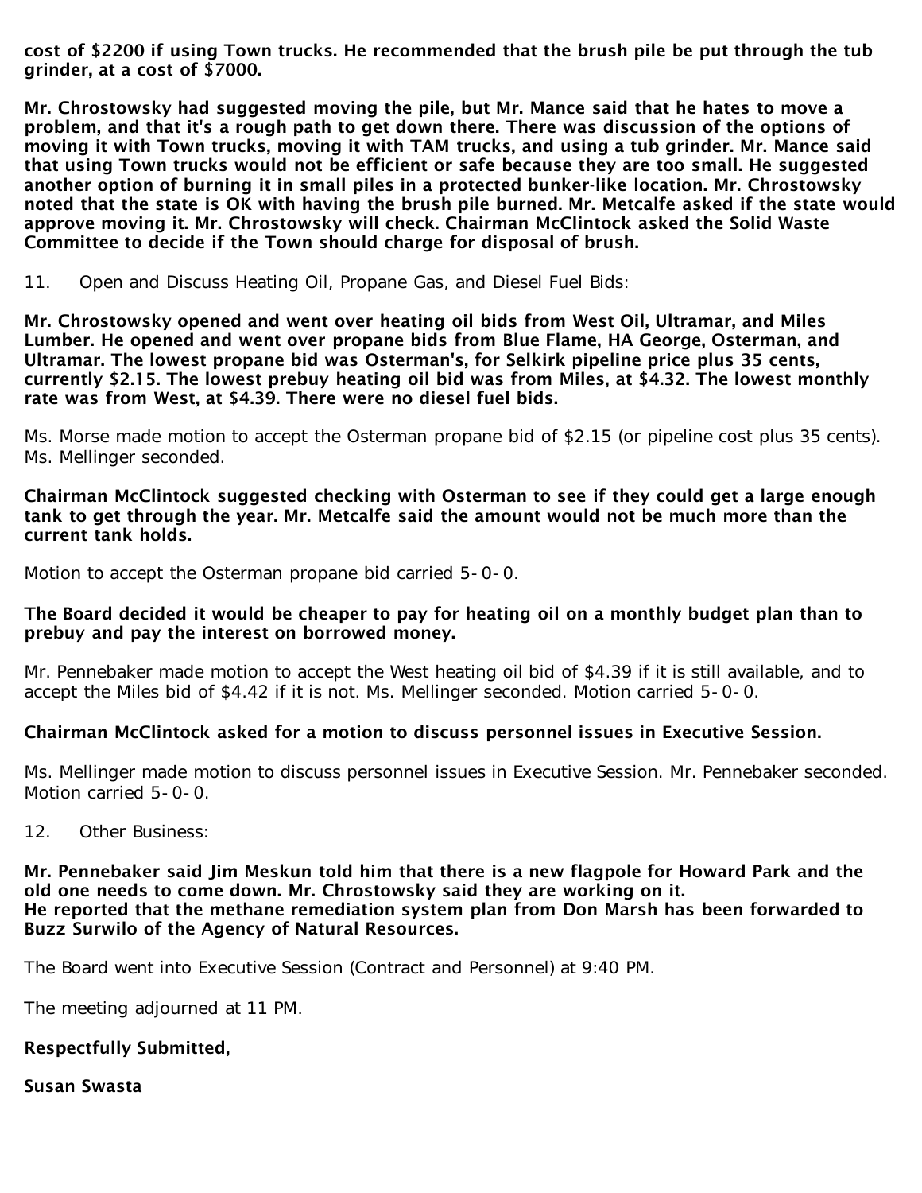**cost of $2200 if using Town trucks. He recommended that the brush pile be put through the tub grinder, at a cost of $7000.**

**Mr. Chrostowsky had suggested moving the pile, but Mr. Mance said that he hates to move a problem, and that it's a rough path to get down there. There was discussion of the options of moving it with Town trucks, moving it with TAM trucks, and using a tub grinder. Mr. Mance said that using Town trucks would not be efficient or safe because they are too small. He suggested another option of burning it in small piles in a protected bunker-like location. Mr. Chrostowsky noted that the state is OK with having the brush pile burned. Mr. Metcalfe asked if the state would approve moving it. Mr. Chrostowsky will check. Chairman McClintock asked the Solid Waste Committee to decide if the Town should charge for disposal of brush.**

11. Open and Discuss Heating Oil, Propane Gas, and Diesel Fuel Bids:

**Mr. Chrostowsky opened and went over heating oil bids from West Oil, Ultramar, and Miles Lumber. He opened and went over propane bids from Blue Flame, HA George, Osterman, and Ultramar. The lowest propane bid was Osterman's, for Selkirk pipeline price plus 35 cents, currently $2.15. The lowest prebuy heating oil bid was from Miles, at $4.32. The lowest monthly rate was from West, at $4.39. There were no diesel fuel bids.**

Ms. Morse made motion to accept the Osterman propane bid of $2.15 (or pipeline cost plus 35 cents). Ms. Mellinger seconded.

**Chairman McClintock suggested checking with Osterman to see if they could get a large enough tank to get through the year. Mr. Metcalfe said the amount would not be much more than the current tank holds.**

Motion to accept the Osterman propane bid carried 5-0-0.

**The Board decided it would be cheaper to pay for heating oil on a monthly budget plan than to prebuy and pay the interest on borrowed money.**

Mr. Pennebaker made motion to accept the West heating oil bid of $4.39 if it is still available, and to accept the Miles bid of $4.42 if it is not. Ms. Mellinger seconded. Motion carried 5-0-0.

**Chairman McClintock asked for a motion to discuss personnel issues in Executive Session.**

Ms. Mellinger made motion to discuss personnel issues in Executive Session. Mr. Pennebaker seconded. Motion carried 5-0-0.

12. Other Business:

**Mr. Pennebaker said Jim Meskun told him that there is a new flagpole for Howard Park and the old one needs to come down. Mr. Chrostowsky said they are working on it.**
**He reported that the methane remediation system plan from Don Marsh has been forwarded to Buzz Surwilo of the Agency of Natural Resources.**

The Board went into Executive Session (Contract and Personnel) at 9:40 PM.

The meeting adjourned at 11 PM.

**Respectfully Submitted,**

**Susan Swasta**